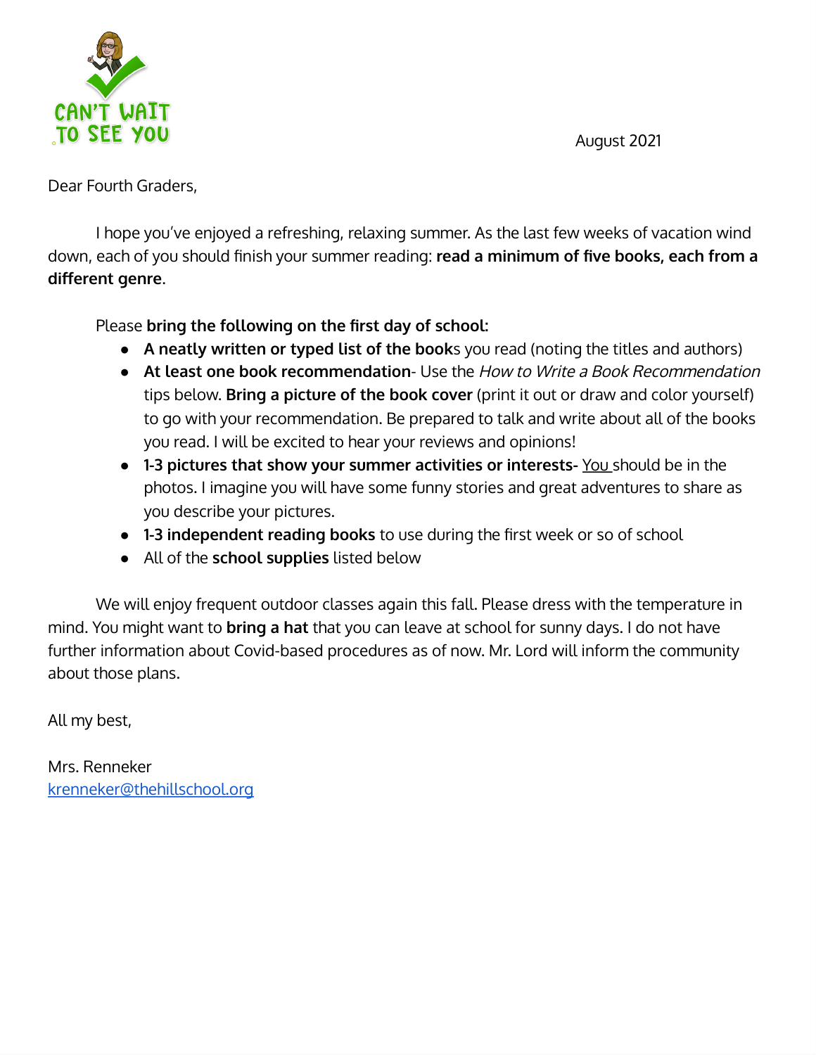CAN'T WAIT TO SEE YOU

August 2021

Dear Fourth Graders,

I hope you've enjoyed a refreshing, relaxing summer. As the last few weeks of vacation wind down, each of you should finish your summer reading: **read a minimum of five books, each from a different genre**.

Please **bring the following on the first day of school:**

- **A neatly written or typed list of the book**s you read (noting the titles and authors)
- **At least one book recommendation**- Use the *How to Write a Book Recommendation* tips below. **Bring a picture of the book cover** (print it out or draw and color yourself) to go with your recommendation. Be prepared to talk and write about all of the books you read. I will be excited to hear your reviews and opinions!
- **1-3 pictures that show your summer activities or interests-** <u>You</u> should be in the photos. I imagine you will have some funny stories and great adventures to share as you describe your pictures.
- **1-3 independent reading books** to use during the first week or so of school
- All of the **school supplies** listed below

We will enjoy frequent outdoor classes again this fall. Please dress with the temperature in mind. You might want to **bring a hat** that you can leave at school for sunny days. I do not have further information about Covid-based procedures as of now. Mr. Lord will inform the community about those plans.

All my best,

Mrs. Renneker
krenneker@thehillschool.org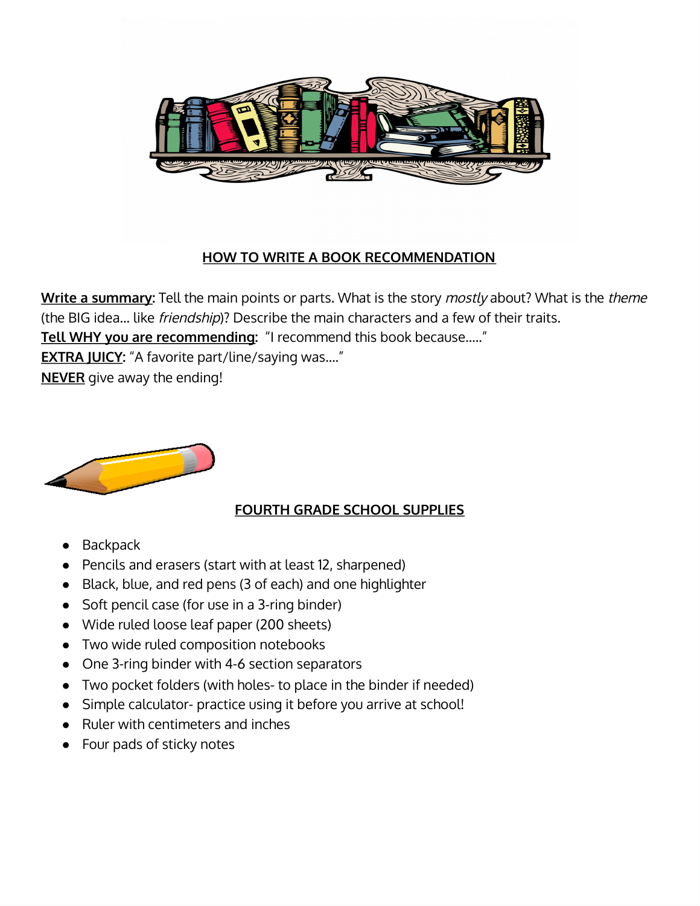## HOW TO WRITE A BOOK RECOMMENDATION

**Write a summary:** Tell the main points or parts. What is the story *mostly* about? What is the *theme* (the BIG idea… like *friendship*)? Describe the main characters and a few of their traits.
**Tell WHY you are recommending:** "I recommend this book because….."
**EXTRA JUICY:** "A favorite part/line/saying was…."
**NEVER** give away the ending!

## FOURTH GRADE SCHOOL SUPPLIES

- Backpack
- Pencils and erasers (start with at least 12, sharpened)
- Black, blue, and red pens (3 of each) and one highlighter
- Soft pencil case (for use in a 3-ring binder)
- Wide ruled loose leaf paper (200 sheets)
- Two wide ruled composition notebooks
- One 3-ring binder with 4-6 section separators
- Two pocket folders (with holes- to place in the binder if needed)
- Simple calculator- practice using it before you arrive at school!
- Ruler with centimeters and inches
- Four pads of sticky notes